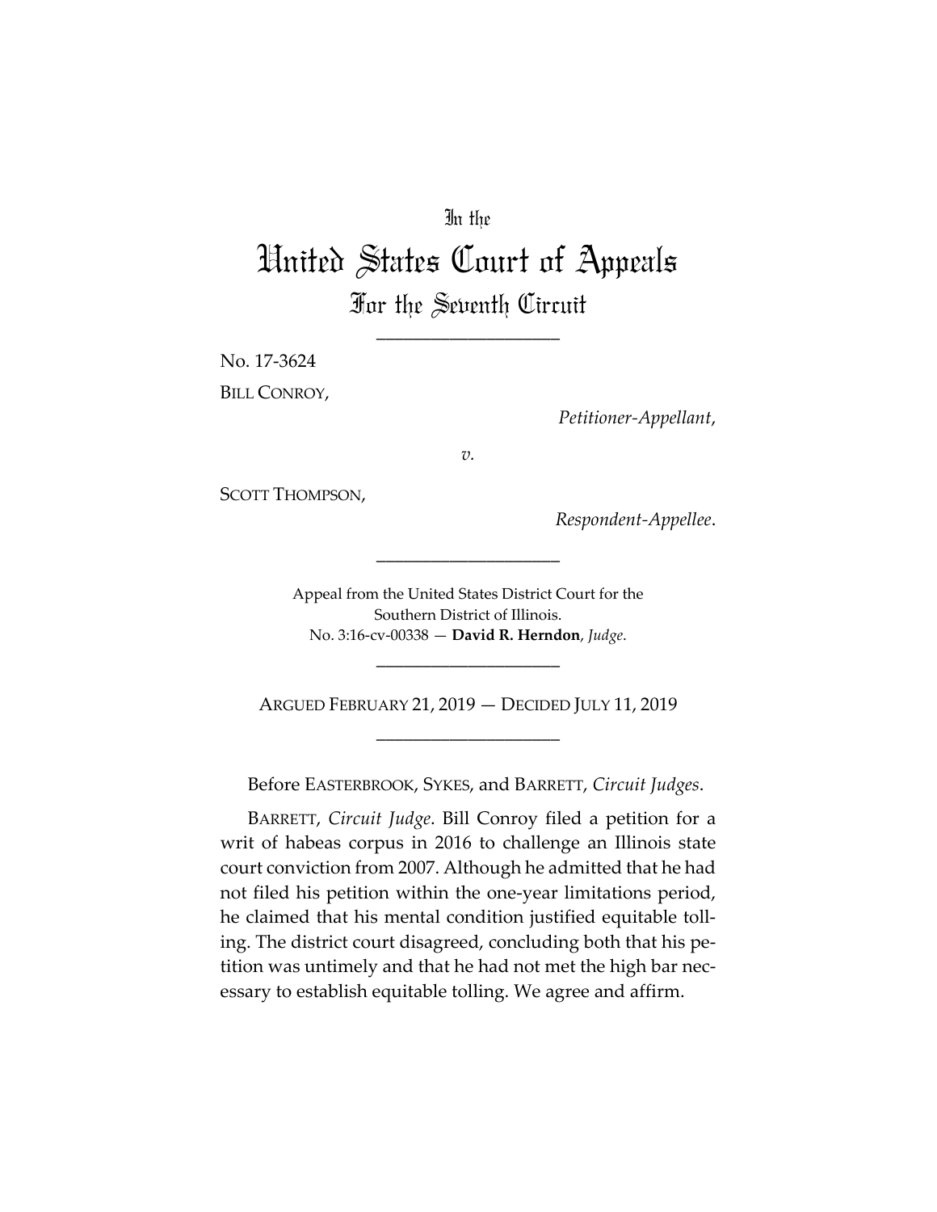In the

# United States Court of Appeals

## For the Seventh Circuit

---

No. 17-3624

BILL CONROY,

*Petitioner-Appellant*,

*v.*

SCOTT THOMPSON,

*Respondent-Appellee*.

---

Appeal from the United States District Court for the Southern District of Illinois.
No. 3:16-cv-00338 — **David R. Herndon**, *Judge*.

---

ARGUED FEBRUARY 21, 2019 — DECIDED JULY 11, 2019

---

Before EASTERBROOK, SYKES, and BARRETT, *Circuit Judges*.

BARRETT, *Circuit Judge*. Bill Conroy filed a petition for a writ of habeas corpus in 2016 to challenge an Illinois state court conviction from 2007. Although he admitted that he had not filed his petition within the one-year limitations period, he claimed that his mental condition justified equitable tolling. The district court disagreed, concluding both that his petition was untimely and that he had not met the high bar necessary to establish equitable tolling. We agree and affirm.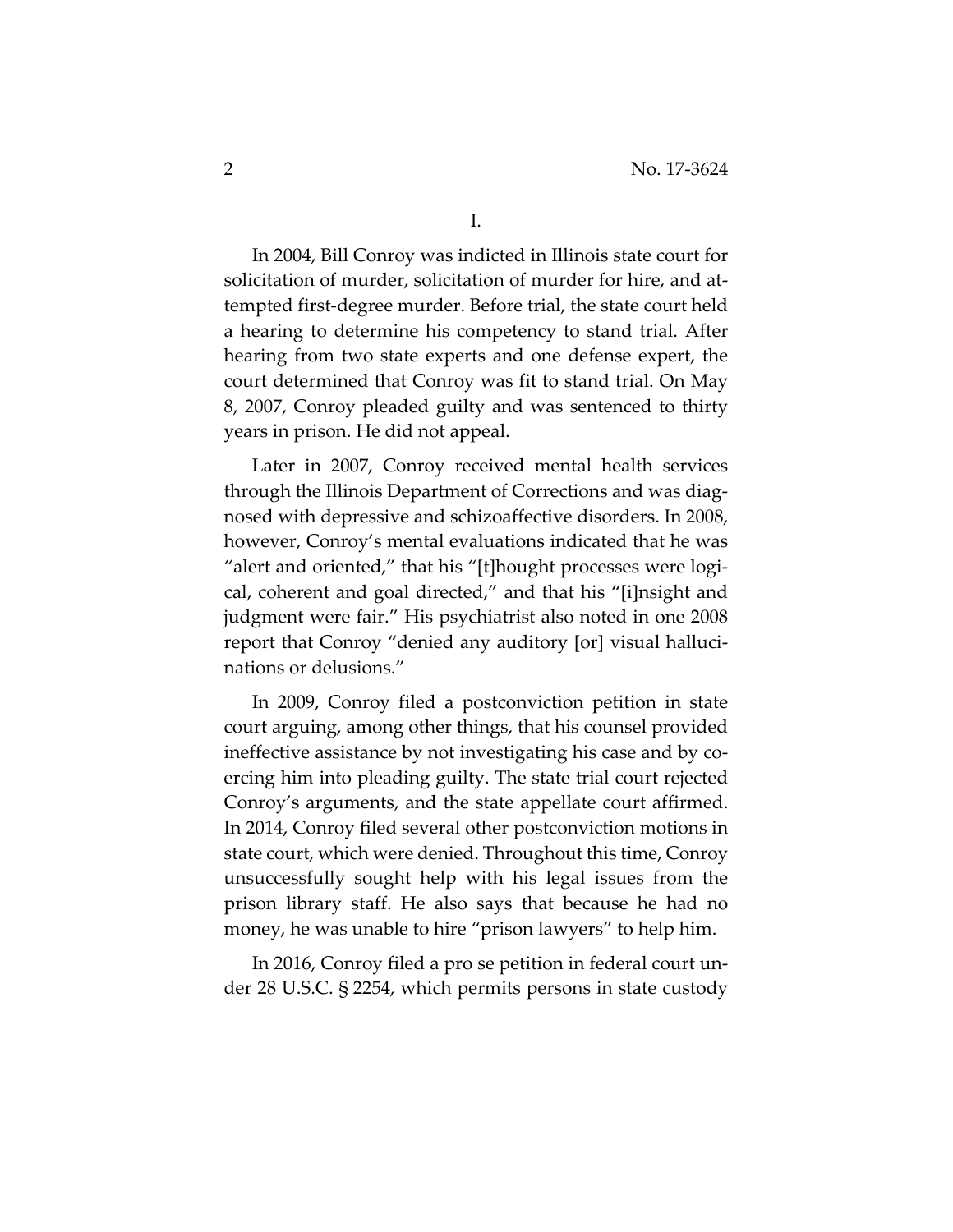I.

In 2004, Bill Conroy was indicted in Illinois state court for solicitation of murder, solicitation of murder for hire, and attempted first-degree murder. Before trial, the state court held a hearing to determine his competency to stand trial. After hearing from two state experts and one defense expert, the court determined that Conroy was fit to stand trial. On May 8, 2007, Conroy pleaded guilty and was sentenced to thirty years in prison. He did not appeal.

Later in 2007, Conroy received mental health services through the Illinois Department of Corrections and was diagnosed with depressive and schizoaffective disorders. In 2008, however, Conroy's mental evaluations indicated that he was "alert and oriented," that his "[t]hought processes were logical, coherent and goal directed," and that his "[i]nsight and judgment were fair." His psychiatrist also noted in one 2008 report that Conroy "denied any auditory [or] visual hallucinations or delusions."

In 2009, Conroy filed a postconviction petition in state court arguing, among other things, that his counsel provided ineffective assistance by not investigating his case and by coercing him into pleading guilty. The state trial court rejected Conroy's arguments, and the state appellate court affirmed. In 2014, Conroy filed several other postconviction motions in state court, which were denied. Throughout this time, Conroy unsuccessfully sought help with his legal issues from the prison library staff. He also says that because he had no money, he was unable to hire "prison lawyers" to help him.

In 2016, Conroy filed a pro se petition in federal court under 28 U.S.C. § 2254, which permits persons in state custody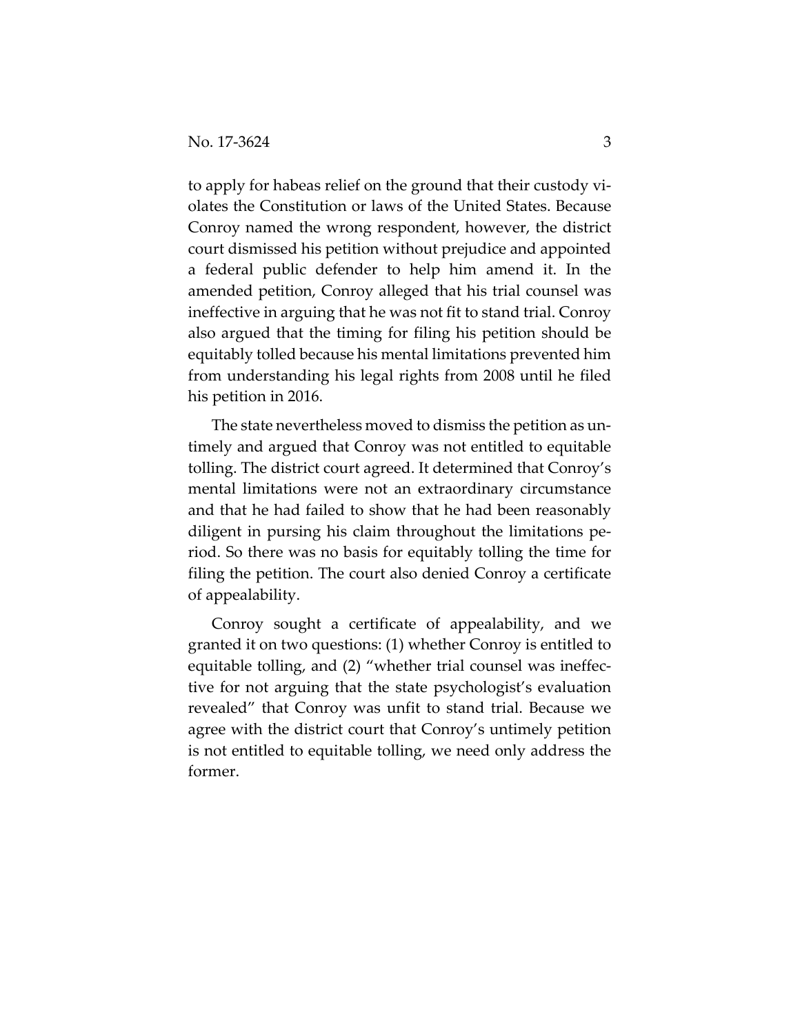to apply for habeas relief on the ground that their custody violates the Constitution or laws of the United States. Because Conroy named the wrong respondent, however, the district court dismissed his petition without prejudice and appointed a federal public defender to help him amend it. In the amended petition, Conroy alleged that his trial counsel was ineffective in arguing that he was not fit to stand trial. Conroy also argued that the timing for filing his petition should be equitably tolled because his mental limitations prevented him from understanding his legal rights from 2008 until he filed his petition in 2016.

The state nevertheless moved to dismiss the petition as untimely and argued that Conroy was not entitled to equitable tolling. The district court agreed. It determined that Conroy's mental limitations were not an extraordinary circumstance and that he had failed to show that he had been reasonably diligent in pursing his claim throughout the limitations period. So there was no basis for equitably tolling the time for filing the petition. The court also denied Conroy a certificate of appealability.

Conroy sought a certificate of appealability, and we granted it on two questions: (1) whether Conroy is entitled to equitable tolling, and (2) "whether trial counsel was ineffective for not arguing that the state psychologist's evaluation revealed" that Conroy was unfit to stand trial. Because we agree with the district court that Conroy's untimely petition is not entitled to equitable tolling, we need only address the former.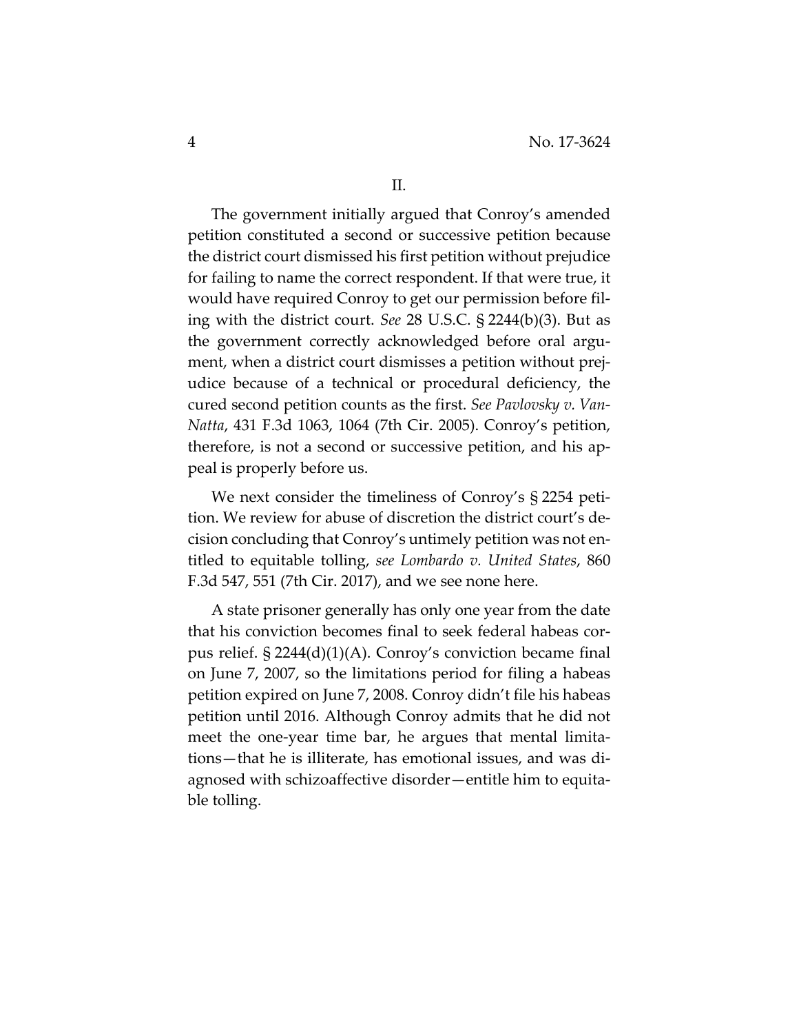## II.

The government initially argued that Conroy's amended petition constituted a second or successive petition because the district court dismissed his first petition without prejudice for failing to name the correct respondent. If that were true, it would have required Conroy to get our permission before filing with the district court. *See* 28 U.S.C. § 2244(b)(3). But as the government correctly acknowledged before oral argument, when a district court dismisses a petition without prejudice because of a technical or procedural deficiency, the cured second petition counts as the first. *See Pavlovsky v. VanNatta*, 431 F.3d 1063, 1064 (7th Cir. 2005). Conroy's petition, therefore, is not a second or successive petition, and his appeal is properly before us.

We next consider the timeliness of Conroy's § 2254 petition. We review for abuse of discretion the district court's decision concluding that Conroy's untimely petition was not entitled to equitable tolling, *see Lombardo v. United States*, 860 F.3d 547, 551 (7th Cir. 2017), and we see none here.

A state prisoner generally has only one year from the date that his conviction becomes final to seek federal habeas corpus relief. § 2244(d)(1)(A). Conroy's conviction became final on June 7, 2007, so the limitations period for filing a habeas petition expired on June 7, 2008. Conroy didn't file his habeas petition until 2016. Although Conroy admits that he did not meet the one-year time bar, he argues that mental limitations—that he is illiterate, has emotional issues, and was diagnosed with schizoaffective disorder—entitle him to equitable tolling.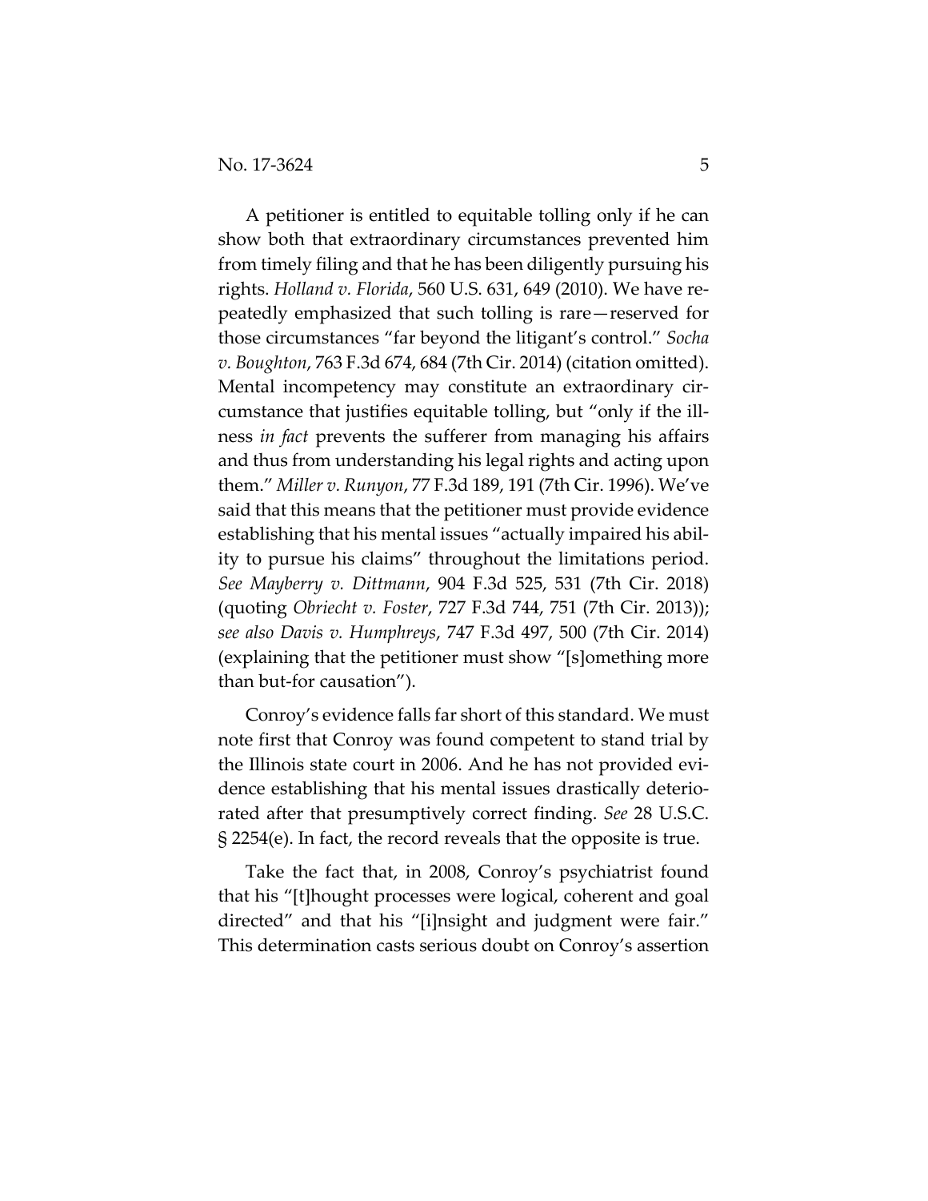A petitioner is entitled to equitable tolling only if he can show both that extraordinary circumstances prevented him from timely filing and that he has been diligently pursuing his rights. *Holland v. Florida*, 560 U.S. 631, 649 (2010). We have repeatedly emphasized that such tolling is rare—reserved for those circumstances "far beyond the litigant's control." *Socha v. Boughton*, 763 F.3d 674, 684 (7th Cir. 2014) (citation omitted). Mental incompetency may constitute an extraordinary circumstance that justifies equitable tolling, but "only if the illness *in fact* prevents the sufferer from managing his affairs and thus from understanding his legal rights and acting upon them." *Miller v. Runyon*, 77 F.3d 189, 191 (7th Cir. 1996). We've said that this means that the petitioner must provide evidence establishing that his mental issues "actually impaired his ability to pursue his claims" throughout the limitations period. *See Mayberry v. Dittmann*, 904 F.3d 525, 531 (7th Cir. 2018) (quoting *Obriecht v. Foster*, 727 F.3d 744, 751 (7th Cir. 2013)); *see also Davis v. Humphreys*, 747 F.3d 497, 500 (7th Cir. 2014) (explaining that the petitioner must show "[s]omething more than but-for causation").

Conroy's evidence falls far short of this standard. We must note first that Conroy was found competent to stand trial by the Illinois state court in 2006. And he has not provided evidence establishing that his mental issues drastically deteriorated after that presumptively correct finding. *See* 28 U.S.C. § 2254(e). In fact, the record reveals that the opposite is true.

Take the fact that, in 2008, Conroy's psychiatrist found that his "[t]hought processes were logical, coherent and goal directed" and that his "[i]nsight and judgment were fair." This determination casts serious doubt on Conroy's assertion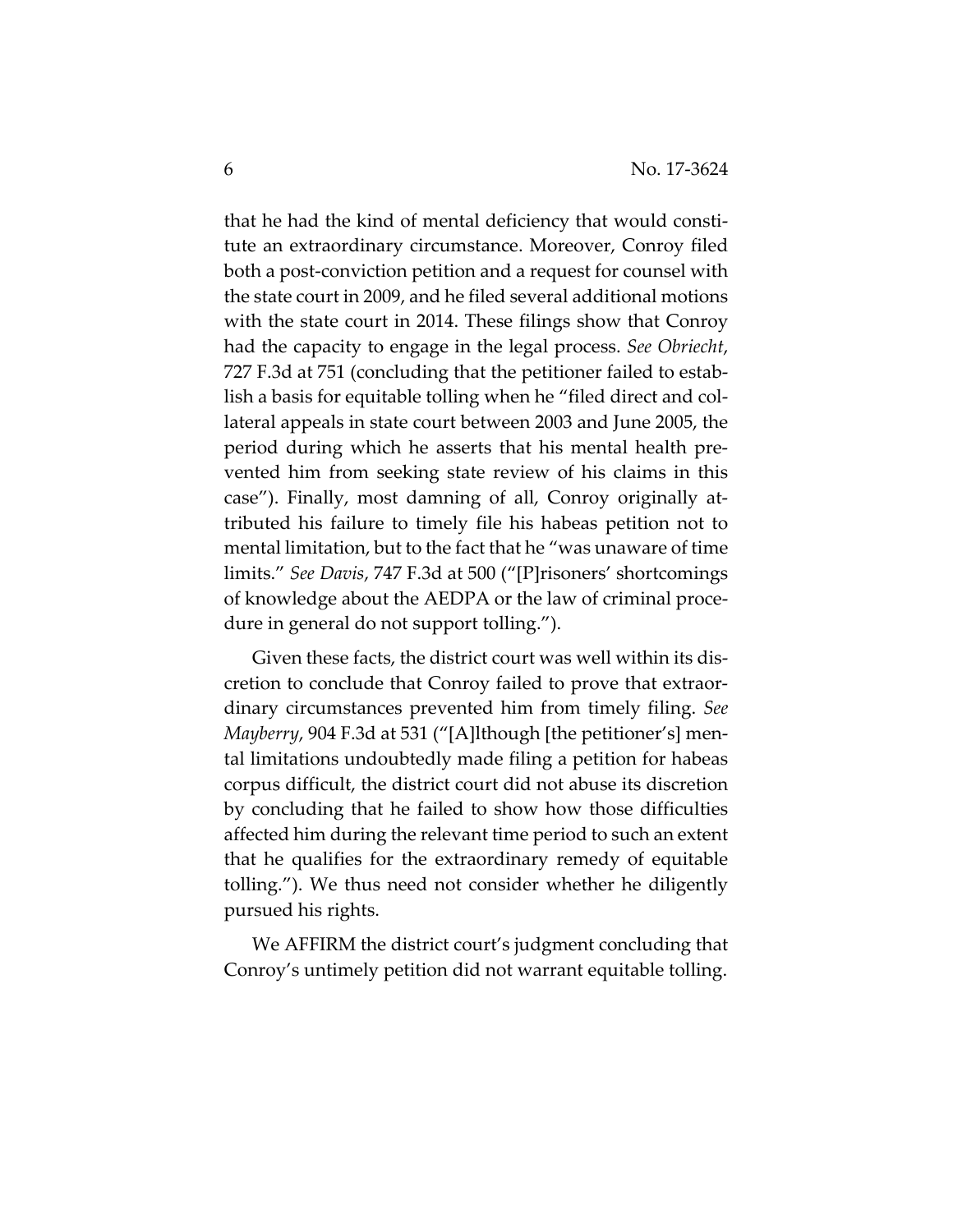that he had the kind of mental deficiency that would constitute an extraordinary circumstance. Moreover, Conroy filed both a post-conviction petition and a request for counsel with the state court in 2009, and he filed several additional motions with the state court in 2014. These filings show that Conroy had the capacity to engage in the legal process. *See Obriecht*, 727 F.3d at 751 (concluding that the petitioner failed to establish a basis for equitable tolling when he "filed direct and collateral appeals in state court between 2003 and June 2005, the period during which he asserts that his mental health prevented him from seeking state review of his claims in this case"). Finally, most damning of all, Conroy originally attributed his failure to timely file his habeas petition not to mental limitation, but to the fact that he "was unaware of time limits." *See Davis*, 747 F.3d at 500 ("[P]risoners' shortcomings of knowledge about the AEDPA or the law of criminal procedure in general do not support tolling.").

Given these facts, the district court was well within its discretion to conclude that Conroy failed to prove that extraordinary circumstances prevented him from timely filing. *See Mayberry*, 904 F.3d at 531 ("[A]lthough [the petitioner's] mental limitations undoubtedly made filing a petition for habeas corpus difficult, the district court did not abuse its discretion by concluding that he failed to show how those difficulties affected him during the relevant time period to such an extent that he qualifies for the extraordinary remedy of equitable tolling."). We thus need not consider whether he diligently pursued his rights.

We AFFIRM the district court's judgment concluding that Conroy's untimely petition did not warrant equitable tolling.